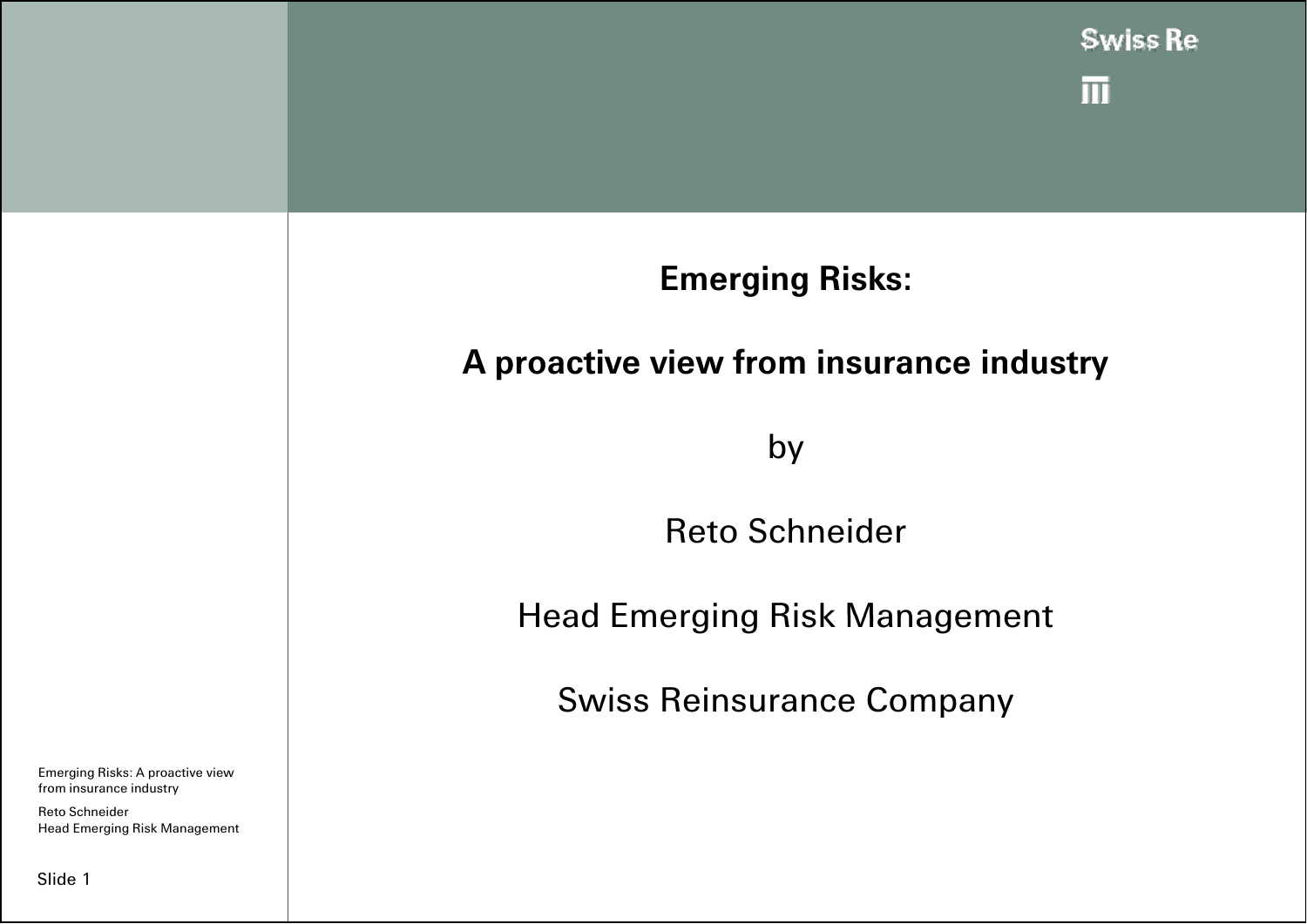# Emerging Risks:

# A proactive view from insurance industry

by

Reto Schneider

Head Emerging Risk Management

Swiss Reinsurance Company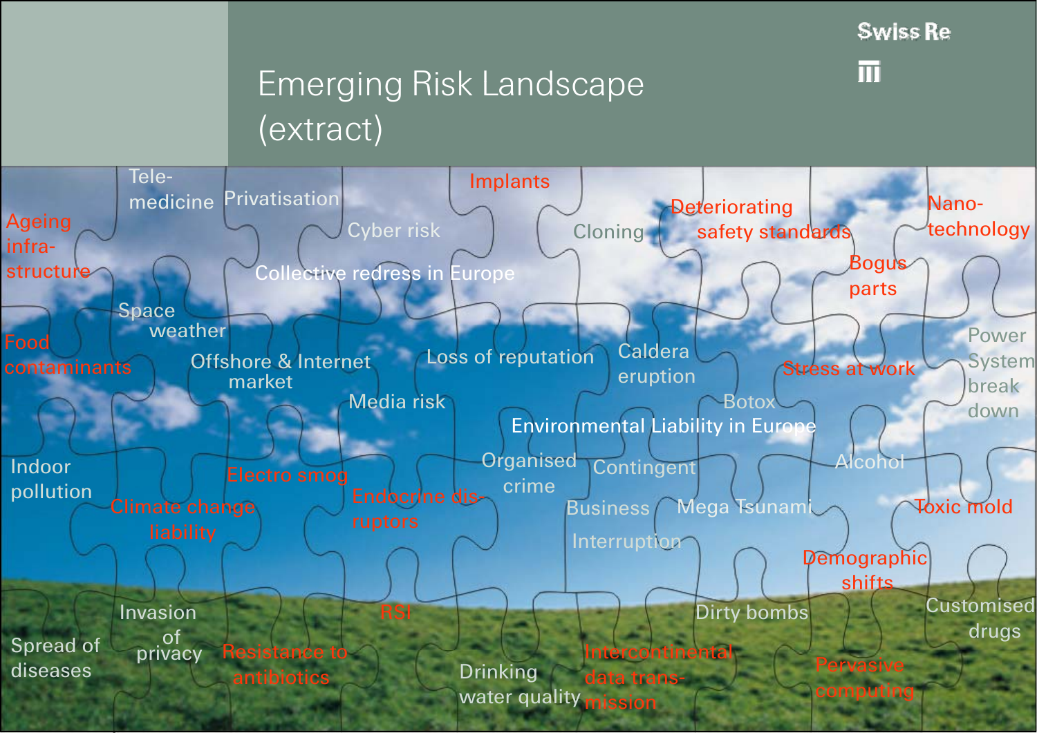# Emerging Risk Landscape (extract)

Swiss Re

- Ageing infra-structure
- Tele-medicine
- Privatisation
- Implants
- Cyber risk
- Cloning
- Deteriorating safety standards
- Nano-technology
- Collective redress in Europe
- Bogus parts
- Space weather
- Food contaminants
- Offshore & Internet market
- Loss of reputation
- Caldera eruption
- Stress at work
- Power System break down
- Media risk
- Botox
- Environmental Liability in Europe
- Indoor pollution
- Electro smog
- Organised crime
- Contingent Business Interruption
- Alcohol
- Climate change liability
- Endocrine dis-ruptors
- Mega Tsunami
- Toxic mold
- Demographic shifts
- Invasion of privacy
- RSI
- Dirty bombs
- Customised drugs
- Spread of diseases
- Resistance to antibiotics
- Drinking water quality
- Intercontinental data trans-mission
- Pervasive computing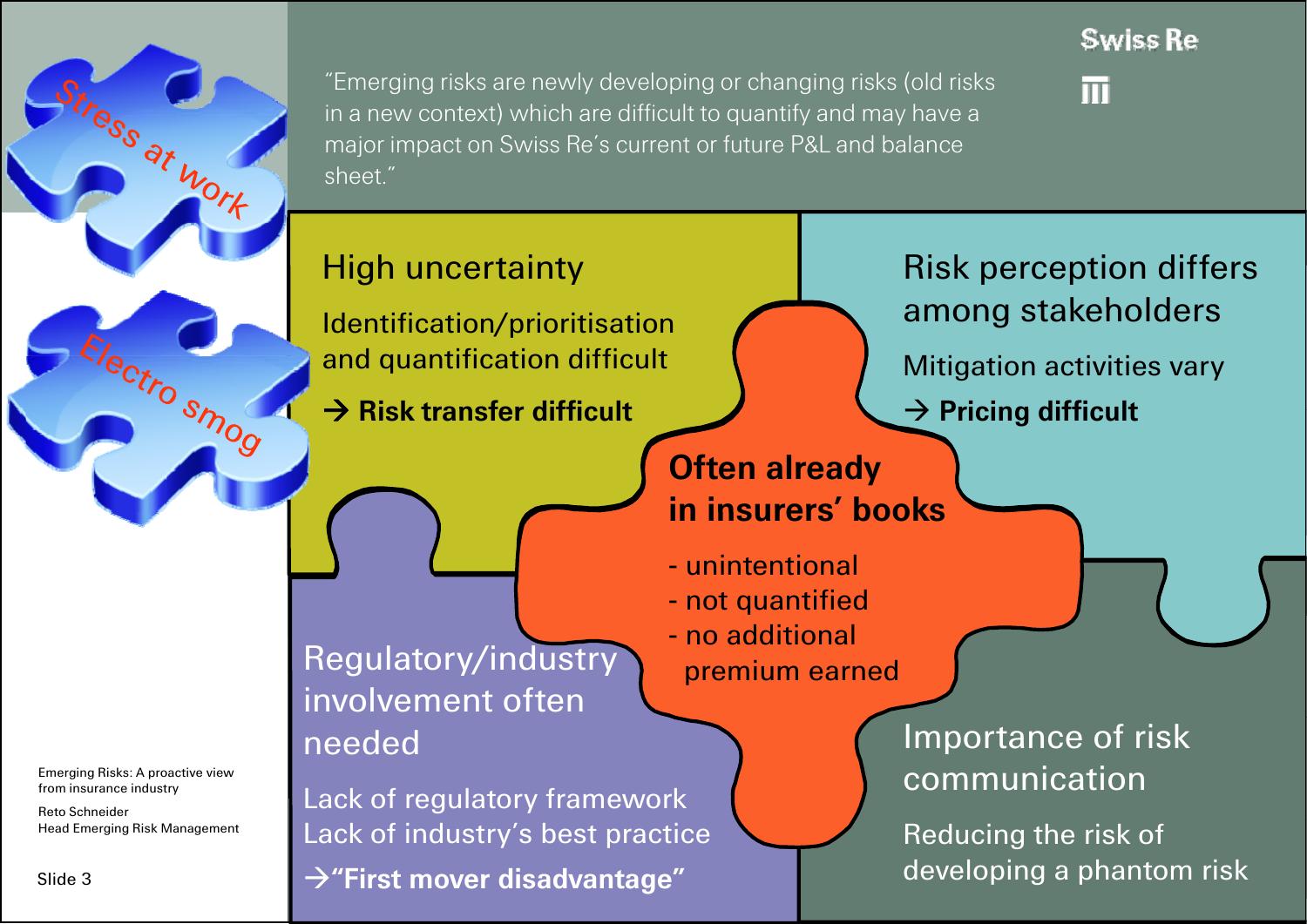"Emerging risks are newly developing or changing risks (old risks in a new context) which are difficult to quantify and may have a major impact on Swiss Re´s current or future P&L and balance sheet."

Stress at work

Electro smog

## High uncertainty

Identification/prioritisation and quantification difficult

→ **Risk transfer difficult**

## Risk perception differs among stakeholders

Mitigation activities vary

→ **Pricing difficult**

## Often already in insurers' books

- unintentional
- not quantified
- no additional premium earned

## Regulatory/industry involvement often needed

Lack of regulatory framework
Lack of industry's best practice

→ **"First mover disadvantage"**

## Importance of risk communication

Reducing the risk of developing a phantom risk

Emerging Risks: A proactive view from insurance industry

Reto Schneider
Head Emerging Risk Management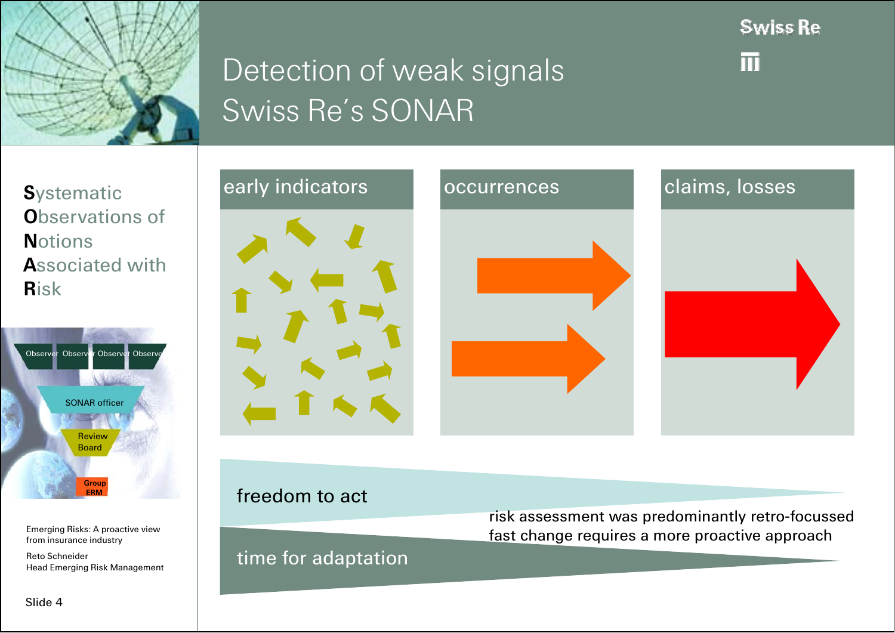# Detection of weak signals
# Swiss Re´s SONAR

**S**ystematic
**O**bservations of
**N**otions
**A**ssociated with
**R**isk

Observer Observer Observer Observer

SONAR officer

Review Board

Group ERM

early indicators

occurrences

claims, losses

freedom to act

time for adaptation

risk assessment was predominantly retro-focussed
fast change requires a more proactive approach

Emerging Risks: A proactive view from insurance industry

Reto Schneider
Head Emerging Risk Management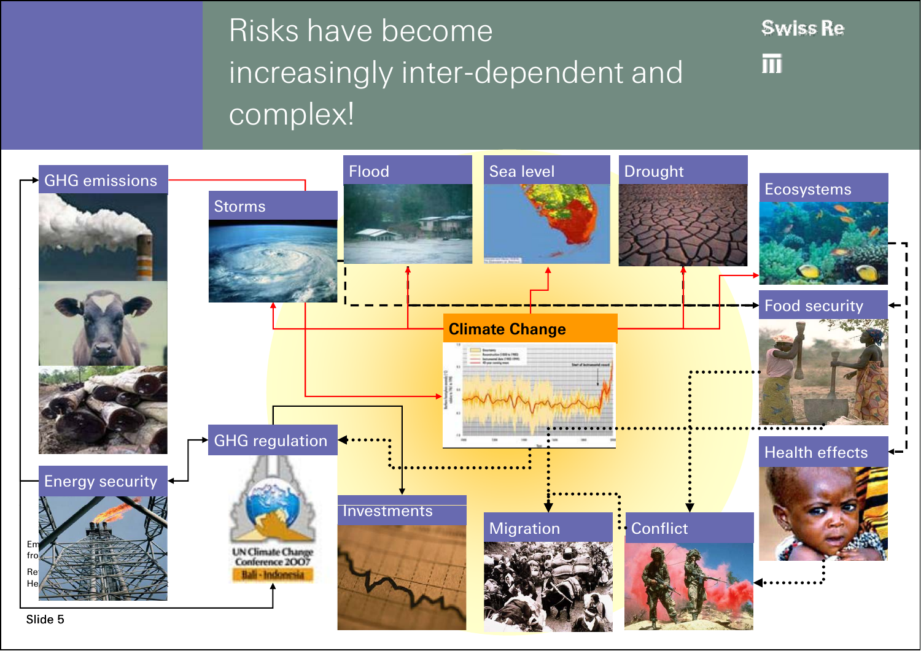# Risks have become increasingly inter-dependent and complex!

GHG emissions

Storms

Flood

Sea level

Drought

Ecosystems

Food security

Climate Change

GHG regulation

Energy security

Investments

Migration

Conflict

Health effects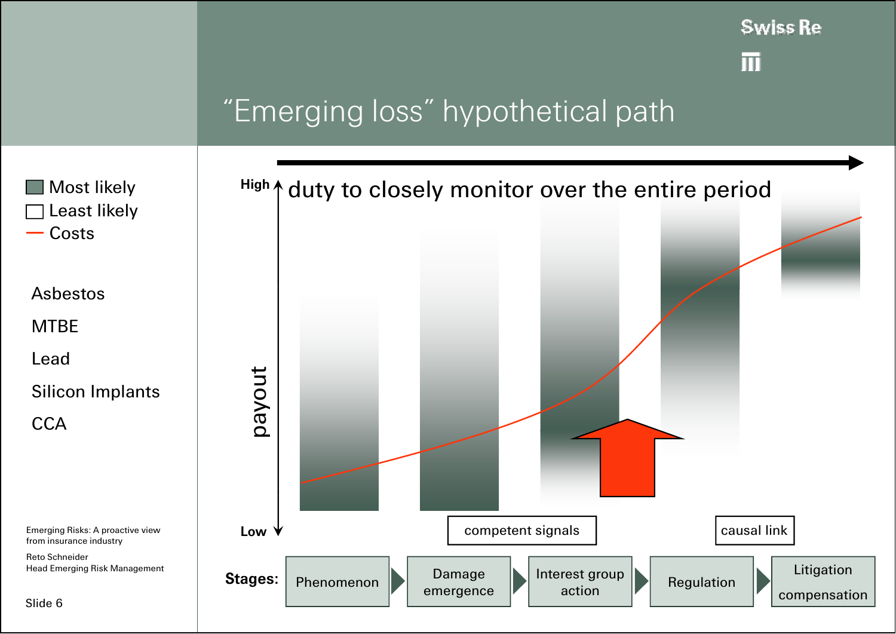# "Emerging loss" hypothetical path

- Most likely
- Least likely
- Costs

Asbestos

MTBE

Lead

Silicon Implants

CCA

duty to closely monitor over the entire period

High

payout

Low

competent signals

causal link

**Stages:** Phenomenon → Damage emergence → Interest group action → Regulation → Litigation compensation

Emerging Risks: A proactive view from insurance industry

Reto Schneider
Head Emerging Risk Management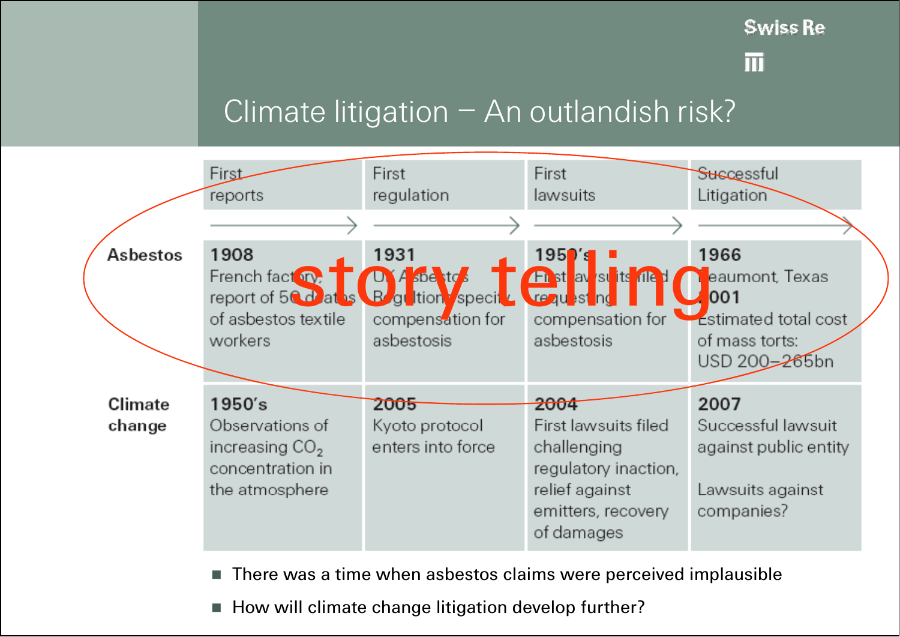# Climate litigation – An outlandish risk?

| | First reports | First regulation | First lawsuits | Successful Litigation |
|---|---|---|---|---|
| **Asbestos** | **1908** French factory report of 50 deaths of asbestos textile workers | **1931** UK Asbestos Regultion specify compensation for asbestosis | **1950's** First lawsuits filed requesting compensation for asbestosis | **1966** Beaumont, Texas **2001** Estimated total cost of mass torts: USD 200–265bn |
| **Climate change** | **1950's** Observations of increasing $CO_2$ concentration in the atmosphere | **2005** Kyoto protocol enters into force | **2004** First lawsuits filed challenging regulatory inaction, relief against emitters, recovery of damages | **2007** Successful lawsuit against public entity Lawsuits against companies? |

story telling

- There was a time when asbestos claims were perceived implausible
- How will climate change litigation develop further?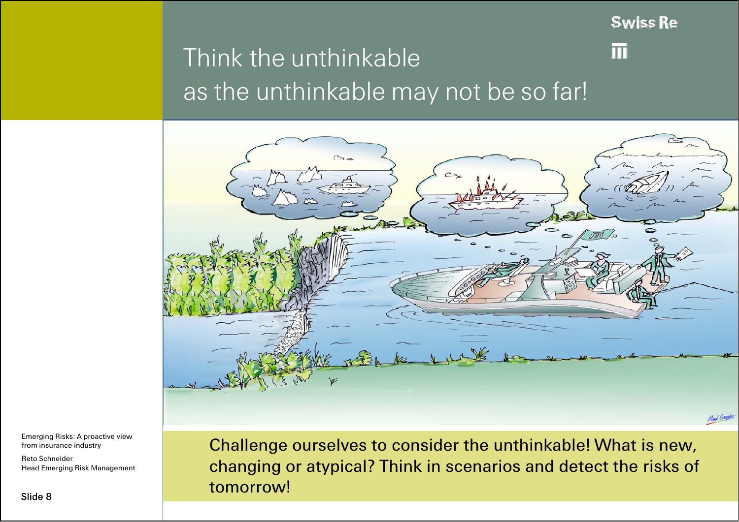# Think the unthinkable as the unthinkable may not be so far!

Challenge ourselves to consider the unthinkable! What is new, changing or atypical? Think in scenarios and detect the risks of tomorrow!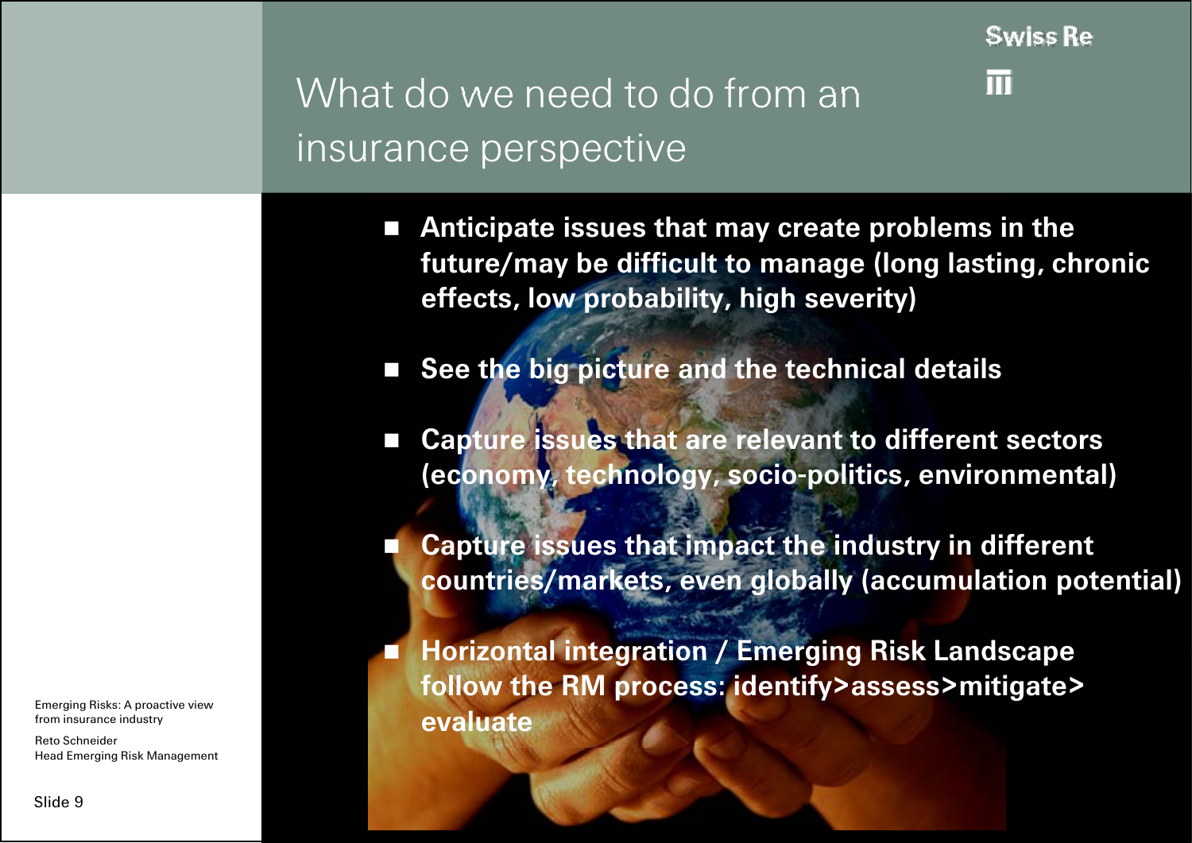# What do we need to do from an insurance perspective

- **Anticipate issues that may create problems in the future/may be difficult to manage (long lasting, chronic effects, low probability, high severity)**
- **See the big picture and the technical details**
- **Capture issues that are relevant to different sectors (economy, technology, socio-politics, environmental)**
- **Capture issues that impact the industry in different countries/markets, even globally (accumulation potential)**
- **Horizontal integration / Emerging Risk Landscape follow the RM process: identify>assess>mitigate> evaluate**